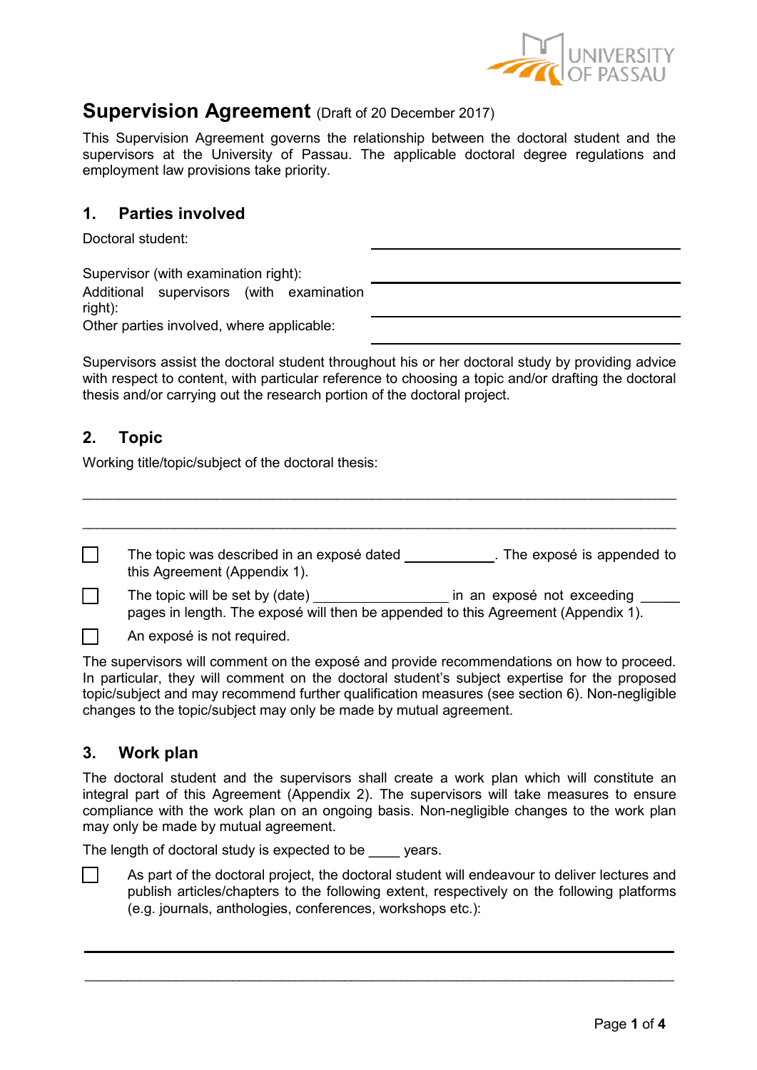# Supervision Agreement (Draft of 20 December 2017)

This Supervision Agreement governs the relationship between the doctoral student and the supervisors at the University of Passau. The applicable doctoral degree regulations and employment law provisions take priority.

## 1. Parties involved

Doctoral student: ______________________________

Supervisor (with examination right): ______________________________

Additional supervisors (with examination right): ______________________________

Other parties involved, where applicable: ______________________________

Supervisors assist the doctoral student throughout his or her doctoral study by providing advice with respect to content, with particular reference to choosing a topic and/or drafting the doctoral thesis and/or carrying out the research portion of the doctoral project.

## 2. Topic

Working title/topic/subject of the doctoral thesis:

_____________________________________________________________________________

_____________________________________________________________________________

- ☐ The topic was described in an exposé dated ____________. The exposé is appended to this Agreement (Appendix 1).
- ☐ The topic will be set by (date) __________________ in an exposé not exceeding _____ pages in length. The exposé will then be appended to this Agreement (Appendix 1).
- ☐ An exposé is not required.

The supervisors will comment on the exposé and provide recommendations on how to proceed. In particular, they will comment on the doctoral student's subject expertise for the proposed topic/subject and may recommend further qualification measures (see section 6). Non-negligible changes to the topic/subject may only be made by mutual agreement.

## 3. Work plan

The doctoral student and the supervisors shall create a work plan which will constitute an integral part of this Agreement (Appendix 2). The supervisors will take measures to ensure compliance with the work plan on an ongoing basis. Non-negligible changes to the work plan may only be made by mutual agreement.

The length of doctoral study is expected to be ____ years.

- ☐ As part of the doctoral project, the doctoral student will endeavour to deliver lectures and publish articles/chapters to the following extent, respectively on the following platforms (e.g. journals, anthologies, conferences, workshops etc.):

_____________________________________________________________________________

_____________________________________________________________________________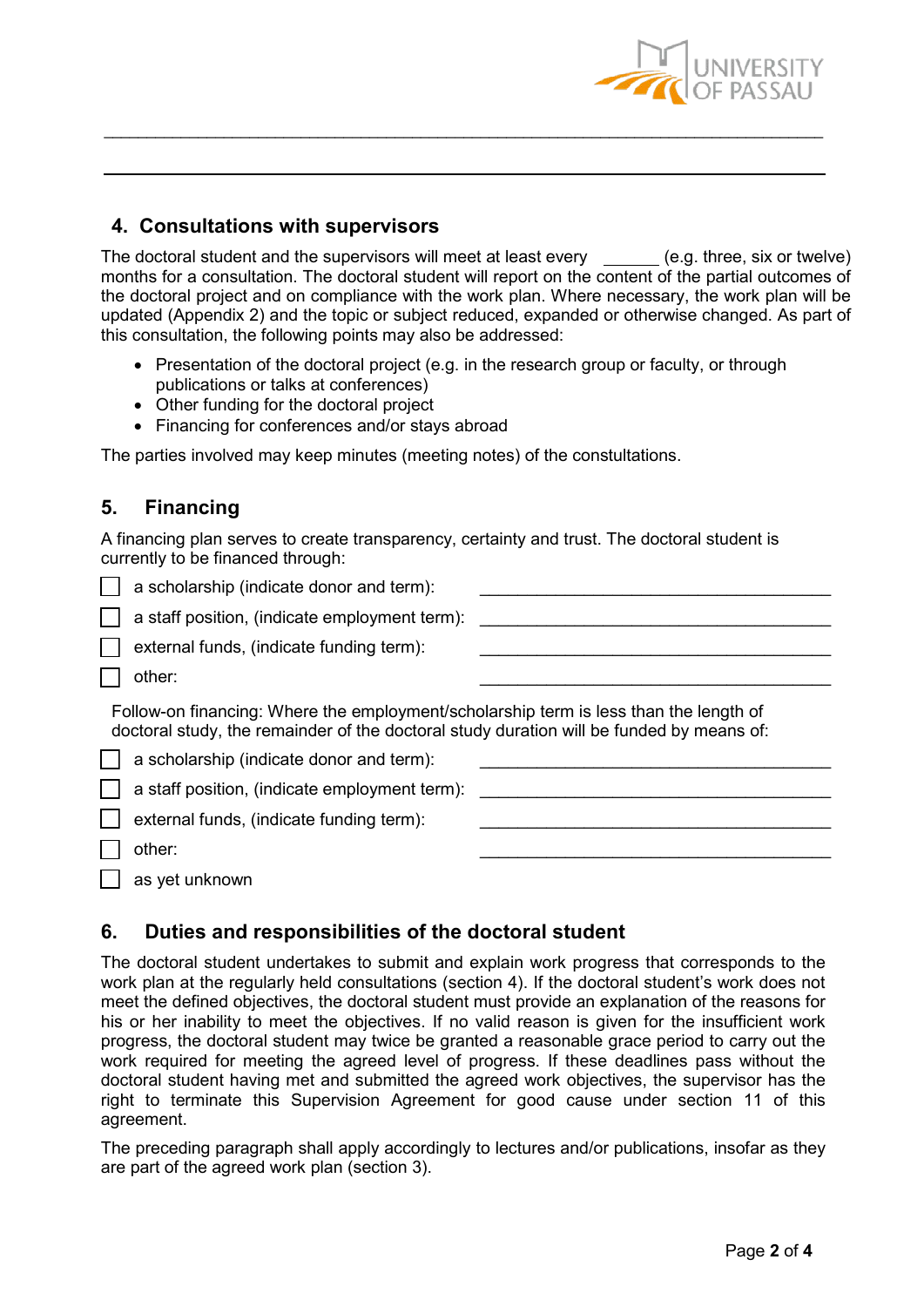## 4. Consultations with supervisors

The doctoral student and the supervisors will meet at least every ______ (e.g. three, six or twelve) months for a consultation. The doctoral student will report on the content of the partial outcomes of the doctoral project and on compliance with the work plan. Where necessary, the work plan will be updated (Appendix 2) and the topic or subject reduced, expanded or otherwise changed. As part of this consultation, the following points may also be addressed:

- Presentation of the doctoral project (e.g. in the research group or faculty, or through publications or talks at conferences)
- Other funding for the doctoral project
- Financing for conferences and/or stays abroad

The parties involved may keep minutes (meeting notes) of the constultations.

## 5. Financing

A financing plan serves to create transparency, certainty and trust. The doctoral student is currently to be financed through:

- ☐ a scholarship (indicate donor and term): ______________________________
- ☐ a staff position, (indicate employment term): ______________________________
- ☐ external funds, (indicate funding term): ______________________________
- ☐ other: ______________________________

Follow-on financing: Where the employment/scholarship term is less than the length of doctoral study, the remainder of the doctoral study duration will be funded by means of:

- ☐ a scholarship (indicate donor and term): ______________________________
- ☐ a staff position, (indicate employment term): ______________________________
- ☐ external funds, (indicate funding term): ______________________________
- ☐ other: ______________________________
- ☐ as yet unknown

## 6. Duties and responsibilities of the doctoral student

The doctoral student undertakes to submit and explain work progress that corresponds to the work plan at the regularly held consultations (section 4). If the doctoral student's work does not meet the defined objectives, the doctoral student must provide an explanation of the reasons for his or her inability to meet the objectives. If no valid reason is given for the insufficient work progress, the doctoral student may twice be granted a reasonable grace period to carry out the work required for meeting the agreed level of progress. If these deadlines pass without the doctoral student having met and submitted the agreed work objectives, the supervisor has the right to terminate this Supervision Agreement for good cause under section 11 of this agreement.

The preceding paragraph shall apply accordingly to lectures and/or publications, insofar as they are part of the agreed work plan (section 3).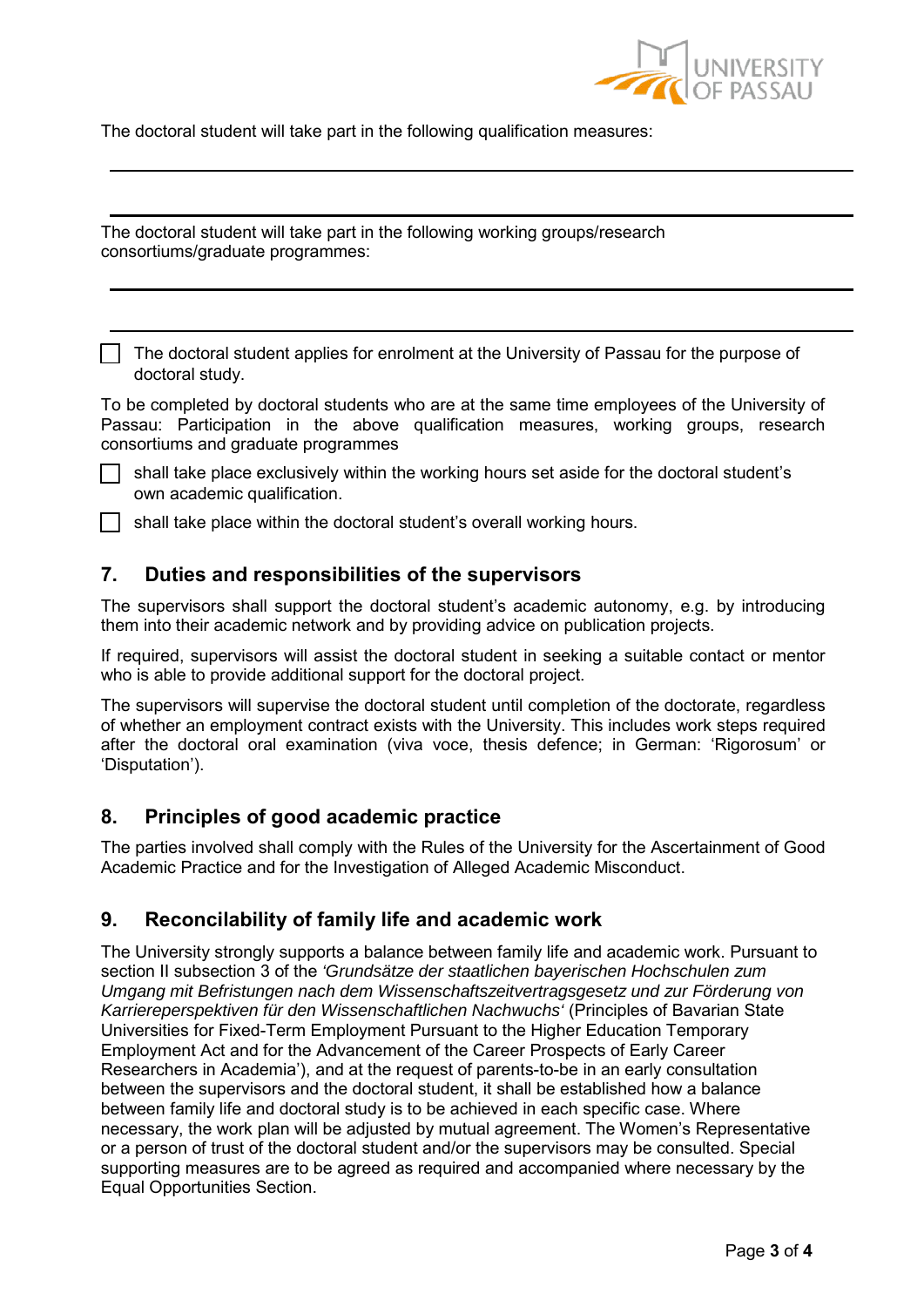The doctoral student will take part in the following qualification measures:

______________________________________________________________________

______________________________________________________________________

The doctoral student will take part in the following working groups/research consortiums/graduate programmes:

______________________________________________________________________

______________________________________________________________________

☐ The doctoral student applies for enrolment at the University of Passau for the purpose of doctoral study.

To be completed by doctoral students who are at the same time employees of the University of Passau: Participation in the above qualification measures, working groups, research consortiums and graduate programmes

☐ shall take place exclusively within the working hours set aside for the doctoral student's own academic qualification.

☐ shall take place within the doctoral student's overall working hours.

## 7. Duties and responsibilities of the supervisors

The supervisors shall support the doctoral student's academic autonomy, e.g. by introducing them into their academic network and by providing advice on publication projects.

If required, supervisors will assist the doctoral student in seeking a suitable contact or mentor who is able to provide additional support for the doctoral project.

The supervisors will supervise the doctoral student until completion of the doctorate, regardless of whether an employment contract exists with the University. This includes work steps required after the doctoral oral examination (viva voce, thesis defence; in German: 'Rigorosum' or 'Disputation').

## 8. Principles of good academic practice

The parties involved shall comply with the Rules of the University for the Ascertainment of Good Academic Practice and for the Investigation of Alleged Academic Misconduct.

## 9. Reconcilability of family life and academic work

The University strongly supports a balance between family life and academic work. Pursuant to section II subsection 3 of the *'Grundsätze der staatlichen bayerischen Hochschulen zum Umgang mit Befristungen nach dem Wissenschaftszeitvertragsgesetz und zur Förderung von Karriereperspektiven für den Wissenschaftlichen Nachwuchs'* (Principles of Bavarian State Universities for Fixed-Term Employment Pursuant to the Higher Education Temporary Employment Act and for the Advancement of the Career Prospects of Early Career Researchers in Academia'), and at the request of parents-to-be in an early consultation between the supervisors and the doctoral student, it shall be established how a balance between family life and doctoral study is to be achieved in each specific case. Where necessary, the work plan will be adjusted by mutual agreement. The Women's Representative or a person of trust of the doctoral student and/or the supervisors may be consulted. Special supporting measures are to be agreed as required and accompanied where necessary by the Equal Opportunities Section.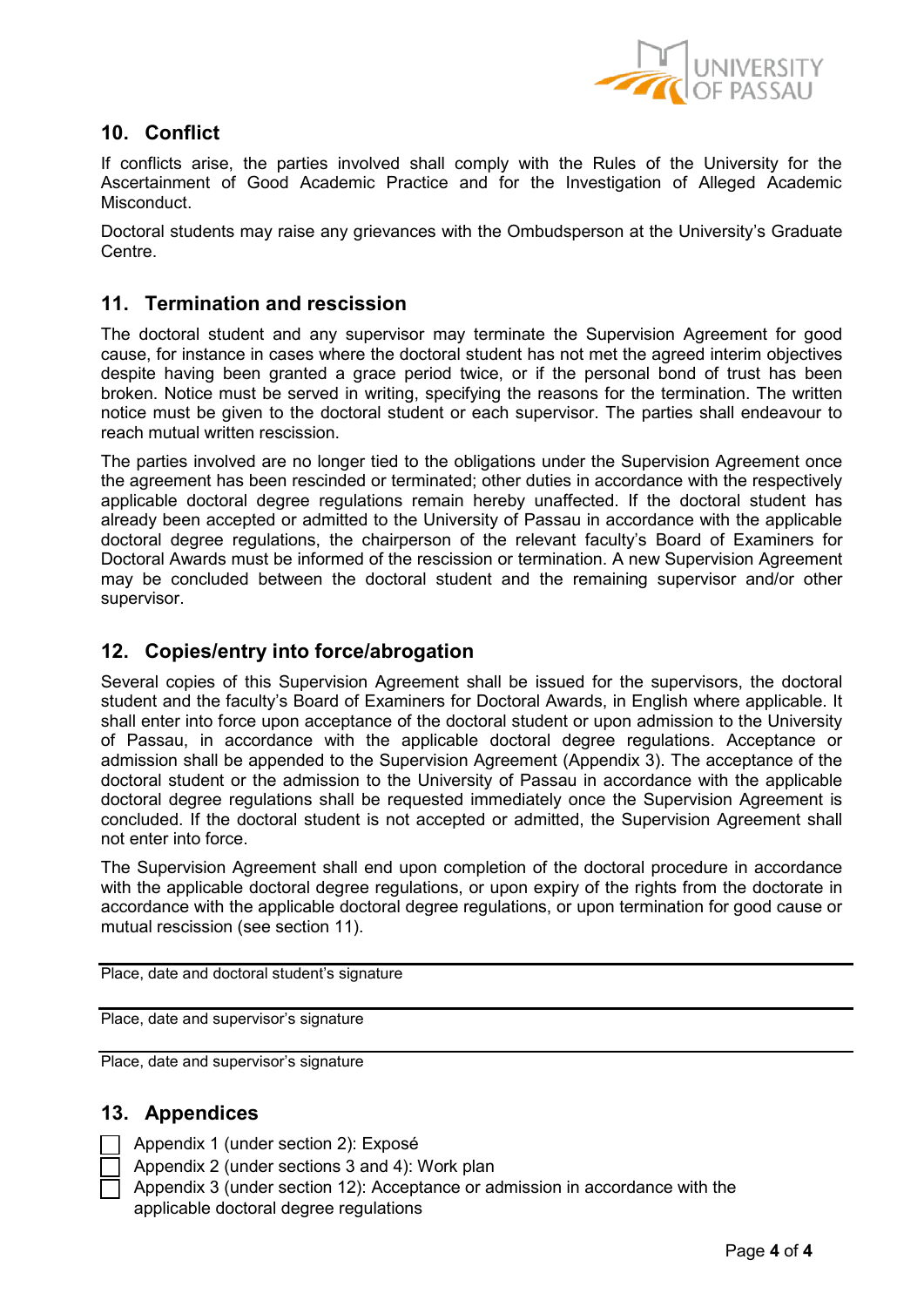## 10. Conflict

If conflicts arise, the parties involved shall comply with the Rules of the University for the Ascertainment of Good Academic Practice and for the Investigation of Alleged Academic Misconduct.

Doctoral students may raise any grievances with the Ombudsperson at the University's Graduate Centre.

## 11. Termination and rescission

The doctoral student and any supervisor may terminate the Supervision Agreement for good cause, for instance in cases where the doctoral student has not met the agreed interim objectives despite having been granted a grace period twice, or if the personal bond of trust has been broken. Notice must be served in writing, specifying the reasons for the termination. The written notice must be given to the doctoral student or each supervisor. The parties shall endeavour to reach mutual written rescission.

The parties involved are no longer tied to the obligations under the Supervision Agreement once the agreement has been rescinded or terminated; other duties in accordance with the respectively applicable doctoral degree regulations remain hereby unaffected. If the doctoral student has already been accepted or admitted to the University of Passau in accordance with the applicable doctoral degree regulations, the chairperson of the relevant faculty's Board of Examiners for Doctoral Awards must be informed of the rescission or termination. A new Supervision Agreement may be concluded between the doctoral student and the remaining supervisor and/or other supervisor.

## 12. Copies/entry into force/abrogation

Several copies of this Supervision Agreement shall be issued for the supervisors, the doctoral student and the faculty's Board of Examiners for Doctoral Awards, in English where applicable. It shall enter into force upon acceptance of the doctoral student or upon admission to the University of Passau, in accordance with the applicable doctoral degree regulations. Acceptance or admission shall be appended to the Supervision Agreement (Appendix 3). The acceptance of the doctoral student or the admission to the University of Passau in accordance with the applicable doctoral degree regulations shall be requested immediately once the Supervision Agreement is concluded. If the doctoral student is not accepted or admitted, the Supervision Agreement shall not enter into force.

The Supervision Agreement shall end upon completion of the doctoral procedure in accordance with the applicable doctoral degree regulations, or upon expiry of the rights from the doctorate in accordance with the applicable doctoral degree regulations, or upon termination for good cause or mutual rescission (see section 11).

---

Place, date and doctoral student's signature

---

Place, date and supervisor's signature

---

Place, date and supervisor's signature

## 13. Appendices

- ☐ Appendix 1 (under section 2): Exposé
- ☐ Appendix 2 (under sections 3 and 4): Work plan
- ☐ Appendix 3 (under section 12): Acceptance or admission in accordance with the applicable doctoral degree regulations